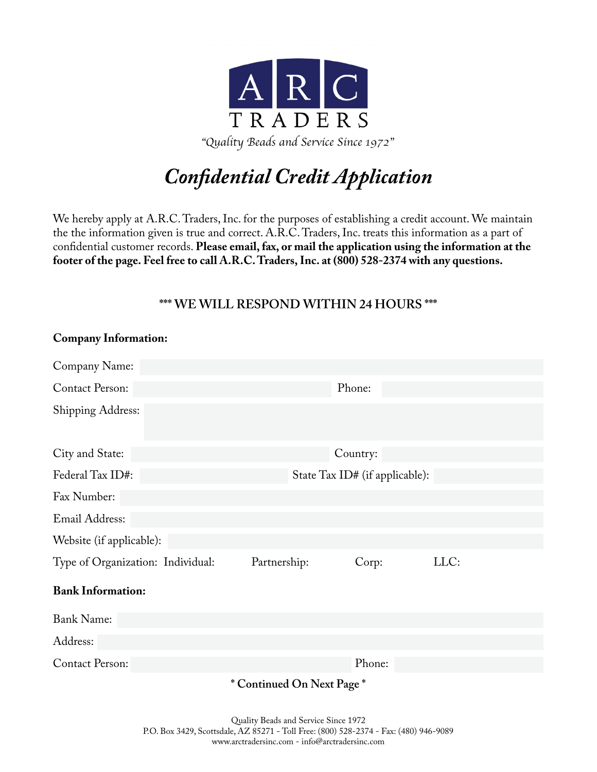ARC
TRADERS

*"Quality Beads and Service Since 1972"*

# *Confidential Credit Application*

We hereby apply at A.R.C. Traders, Inc. for the purposes of establishing a credit account. We maintain the the information given is true and correct. A.R.C. Traders, Inc. treats this information as a part of confidential customer records. **Please email, fax, or mail the application using the information at the footer of the page. Feel free to call A.R.C. Traders, Inc. at (800) 528-2374 with any questions.**

**\*\*\* WE WILL RESPOND WITHIN 24 HOURS \*\*\***

**Company Information:**

Company Name:

Contact Person: Phone:

Shipping Address:

City and State: Country:

Federal Tax ID#: State Tax ID# (if applicable):

Fax Number:

Email Address:

Website (if applicable):

Type of Organization: Individual: Partnership: Corp: LLC:

**Bank Information:**

Bank Name:

Address:

Contact Person: Phone:

**\* Continued On Next Page \***

Quality Beads and Service Since 1972
P.O. Box 3429, Scottsdale, AZ 85271 - Toll Free: (800) 528-2374 - Fax: (480) 946-9089
www.arctradersinc.com - info@arctradersinc.com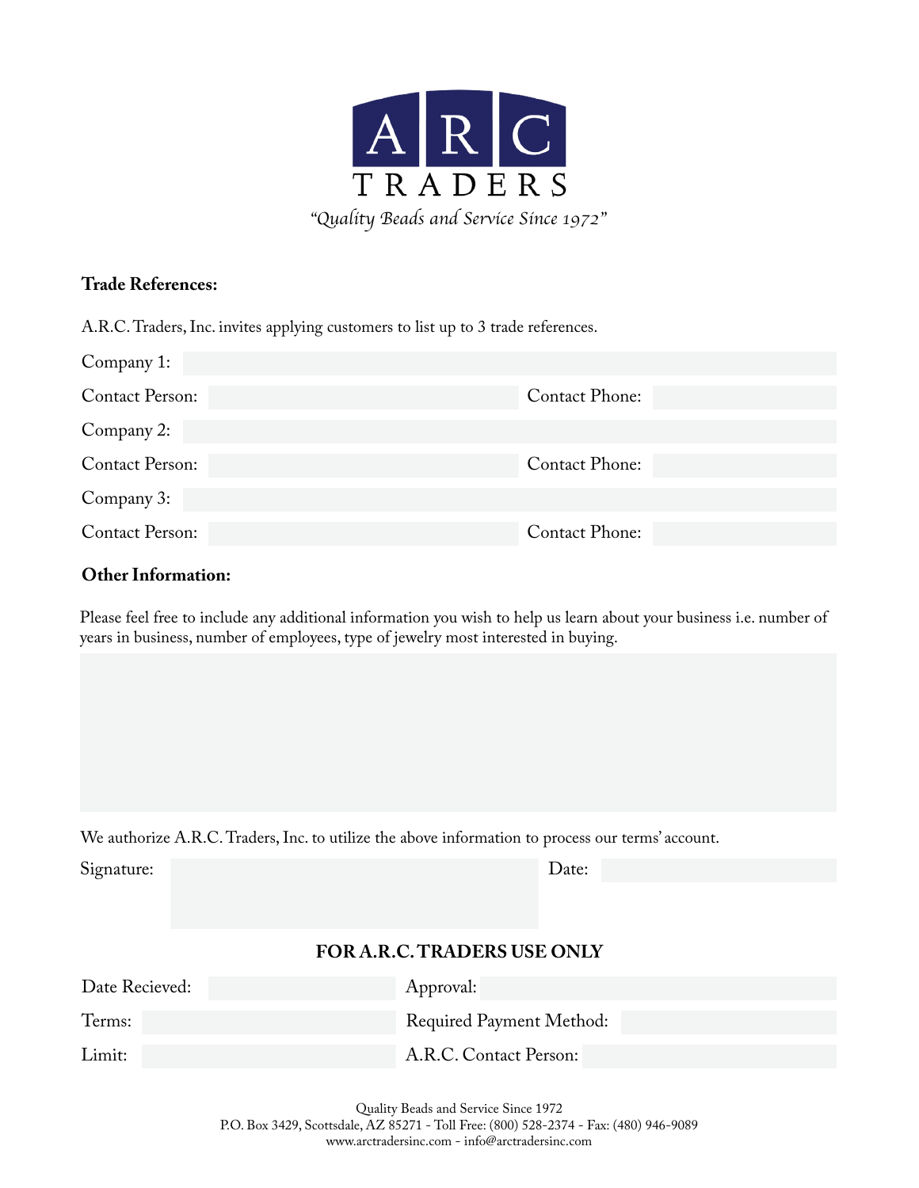A R C
TRADERS

*"Quality Beads and Service Since 1972"*

**Trade References:**

A.R.C. Traders, Inc. invites applying customers to list up to 3 trade references.

Company 1:

Contact Person: Contact Phone:

Company 2:

Contact Person: Contact Phone:

Company 3:

Contact Person: Contact Phone:

**Other Information:**

Please feel free to include any additional information you wish to help us learn about your business i.e. number of years in business, number of employees, type of jewelry most interested in buying.

We authorize A.R.C. Traders, Inc. to utilize the above information to process our terms' account.

Signature: Date:

**FOR A.R.C. TRADERS USE ONLY**

Date Recieved: Approval:

Terms: Required Payment Method:

Limit: A.R.C. Contact Person:

Quality Beads and Service Since 1972
P.O. Box 3429, Scottsdale, AZ 85271 - Toll Free: (800) 528-2374 - Fax: (480) 946-9089
www.arctradersinc.com - info@arctradersinc.com